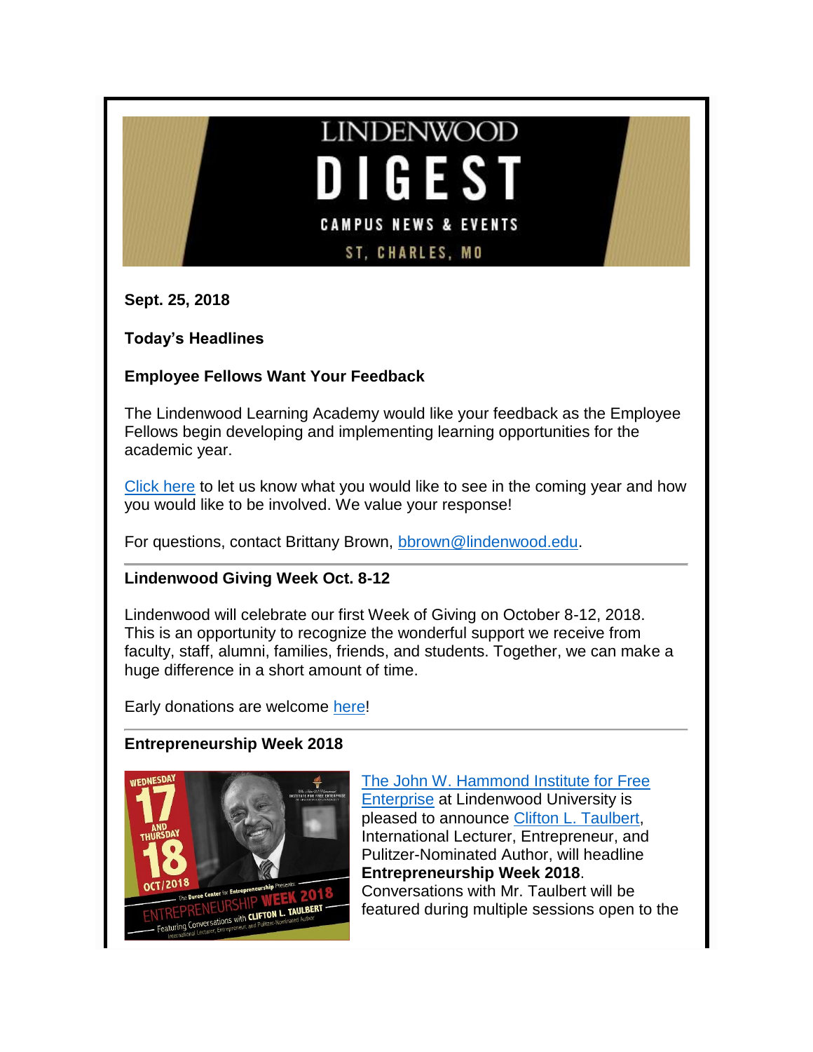# LINDENWOOD DIGEST

CAMPUS NEWS & EVENTS

ST. CHARLES, MO

**Sept. 25, 2018**

**Today's Headlines**

### Employee Fellows Want Your Feedback

The Lindenwood Learning Academy would like your feedback as the Employee Fellows begin developing and implementing learning opportunities for the academic year.

Click here to let us know what you would like to see in the coming year and how you would like to be involved. We value your response!

For questions, contact Brittany Brown, bbrown@lindenwood.edu.

---

### Lindenwood Giving Week Oct. 8-12

Lindenwood will celebrate our first Week of Giving on October 8-12, 2018. This is an opportunity to recognize the wonderful support we receive from faculty, staff, alumni, families, friends, and students. Together, we can make a huge difference in a short amount of time.

Early donations are welcome here!

---

### Entrepreneurship Week 2018

The John W. Hammond Institute for Free Enterprise at Lindenwood University is pleased to announce Clifton L. Taulbert, International Lecturer, Entrepreneur, and Pulitzer-Nominated Author, will headline **Entrepreneurship Week 2018**. Conversations with Mr. Taulbert will be featured during multiple sessions open to the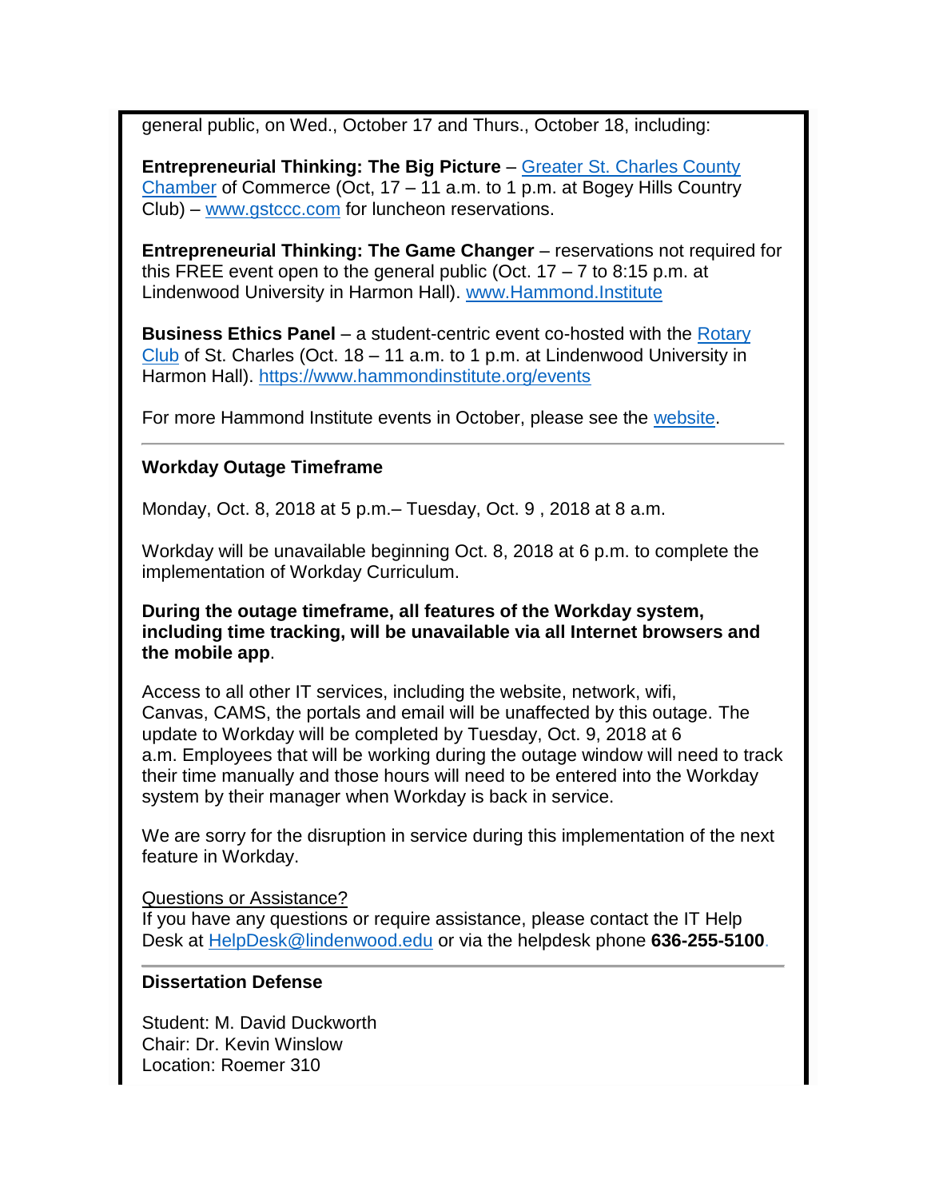general public, on Wed., October 17 and Thurs., October 18, including:

**Entrepreneurial Thinking: The Big Picture** – Greater St. Charles County Chamber of Commerce (Oct, 17 – 11 a.m. to 1 p.m. at Bogey Hills Country Club) – www.gstccc.com for luncheon reservations.

**Entrepreneurial Thinking: The Game Changer** – reservations not required for this FREE event open to the general public (Oct. 17 – 7 to 8:15 p.m. at Lindenwood University in Harmon Hall). www.Hammond.Institute

**Business Ethics Panel** – a student-centric event co-hosted with the Rotary Club of St. Charles (Oct. 18 – 11 a.m. to 1 p.m. at Lindenwood University in Harmon Hall). https://www.hammondinstitute.org/events

For more Hammond Institute events in October, please see the website.

---

**Workday Outage Timeframe**

Monday, Oct. 8, 2018 at 5 p.m.– Tuesday, Oct. 9 , 2018 at 8 a.m.

Workday will be unavailable beginning Oct. 8, 2018 at 6 p.m. to complete the implementation of Workday Curriculum.

**During the outage timeframe, all features of the Workday system, including time tracking, will be unavailable via all Internet browsers and the mobile app**.

Access to all other IT services, including the website, network, wifi, Canvas, CAMS, the portals and email will be unaffected by this outage. The update to Workday will be completed by Tuesday, Oct. 9, 2018 at 6 a.m. Employees that will be working during the outage window will need to track their time manually and those hours will need to be entered into the Workday system by their manager when Workday is back in service.

We are sorry for the disruption in service during this implementation of the next feature in Workday.

Questions or Assistance?
If you have any questions or require assistance, please contact the IT Help Desk at HelpDesk@lindenwood.edu or via the helpdesk phone **636-255-5100**.

---

**Dissertation Defense**

Student: M. David Duckworth
Chair: Dr. Kevin Winslow
Location: Roemer 310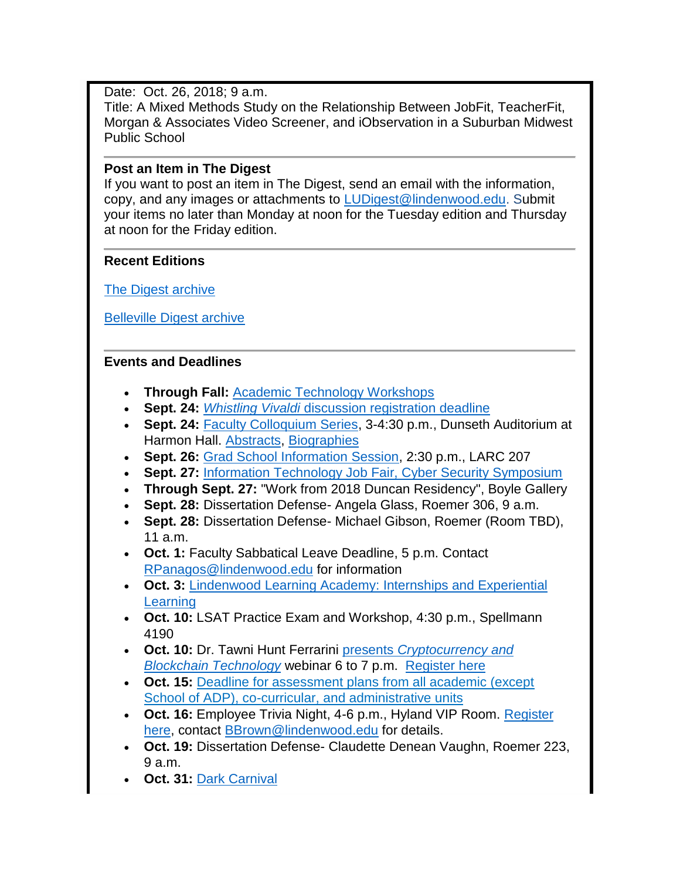Date: Oct. 26, 2018; 9 a.m.
Title: A Mixed Methods Study on the Relationship Between JobFit, TeacherFit, Morgan & Associates Video Screener, and iObservation in a Suburban Midwest Public School

---

**Post an Item in The Digest**
If you want to post an item in The Digest, send an email with the information, copy, and any images or attachments to LUDigest@lindenwood.edu. Submit your items no later than Monday at noon for the Tuesday edition and Thursday at noon for the Friday edition.

---

**Recent Editions**

The Digest archive

Belleville Digest archive

---

**Events and Deadlines**

- **Through Fall:** Academic Technology Workshops
- **Sept. 24:** *Whistling Vivaldi* discussion registration deadline
- **Sept. 24:** Faculty Colloquium Series, 3-4:30 p.m., Dunseth Auditorium at Harmon Hall. Abstracts, Biographies
- **Sept. 26:** Grad School Information Session, 2:30 p.m., LARC 207
- **Sept. 27:** Information Technology Job Fair, Cyber Security Symposium
- **Through Sept. 27:** "Work from 2018 Duncan Residency", Boyle Gallery
- **Sept. 28:** Dissertation Defense- Angela Glass, Roemer 306, 9 a.m.
- **Sept. 28:** Dissertation Defense- Michael Gibson, Roemer (Room TBD), 11 a.m.
- **Oct. 1:** Faculty Sabbatical Leave Deadline, 5 p.m. Contact RPanagos@lindenwood.edu for information
- **Oct. 3:** Lindenwood Learning Academy: Internships and Experiential Learning
- **Oct. 10:** LSAT Practice Exam and Workshop, 4:30 p.m., Spellmann 4190
- **Oct. 10:** Dr. Tawni Hunt Ferrarini presents *Cryptocurrency and Blockchain Technology* webinar 6 to 7 p.m. Register here
- **Oct. 15:** Deadline for assessment plans from all academic (except School of ADP), co-curricular, and administrative units
- **Oct. 16:** Employee Trivia Night, 4-6 p.m., Hyland VIP Room. Register here, contact BBrown@lindenwood.edu for details.
- **Oct. 19:** Dissertation Defense- Claudette Denean Vaughn, Roemer 223, 9 a.m.
- **Oct. 31:** Dark Carnival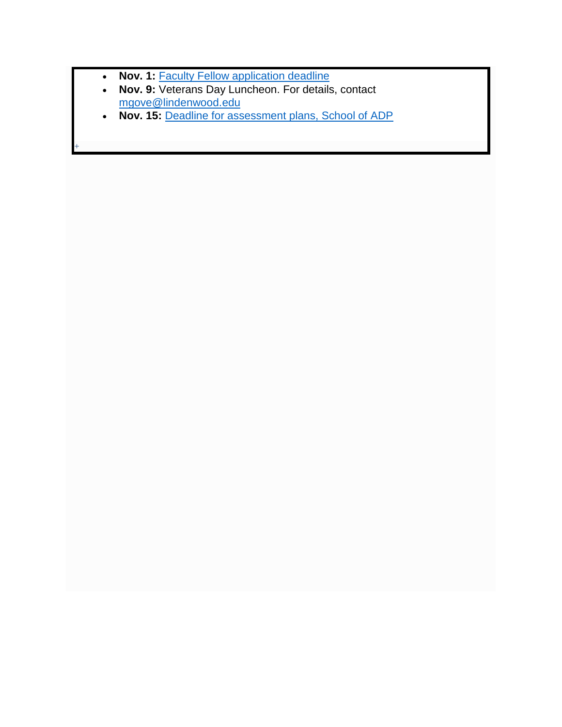- **Nov. 1:** Faculty Fellow application deadline
- **Nov. 9:** Veterans Day Luncheon. For details, contact mgove@lindenwood.edu
- **Nov. 15:** Deadline for assessment plans, School of ADP

+